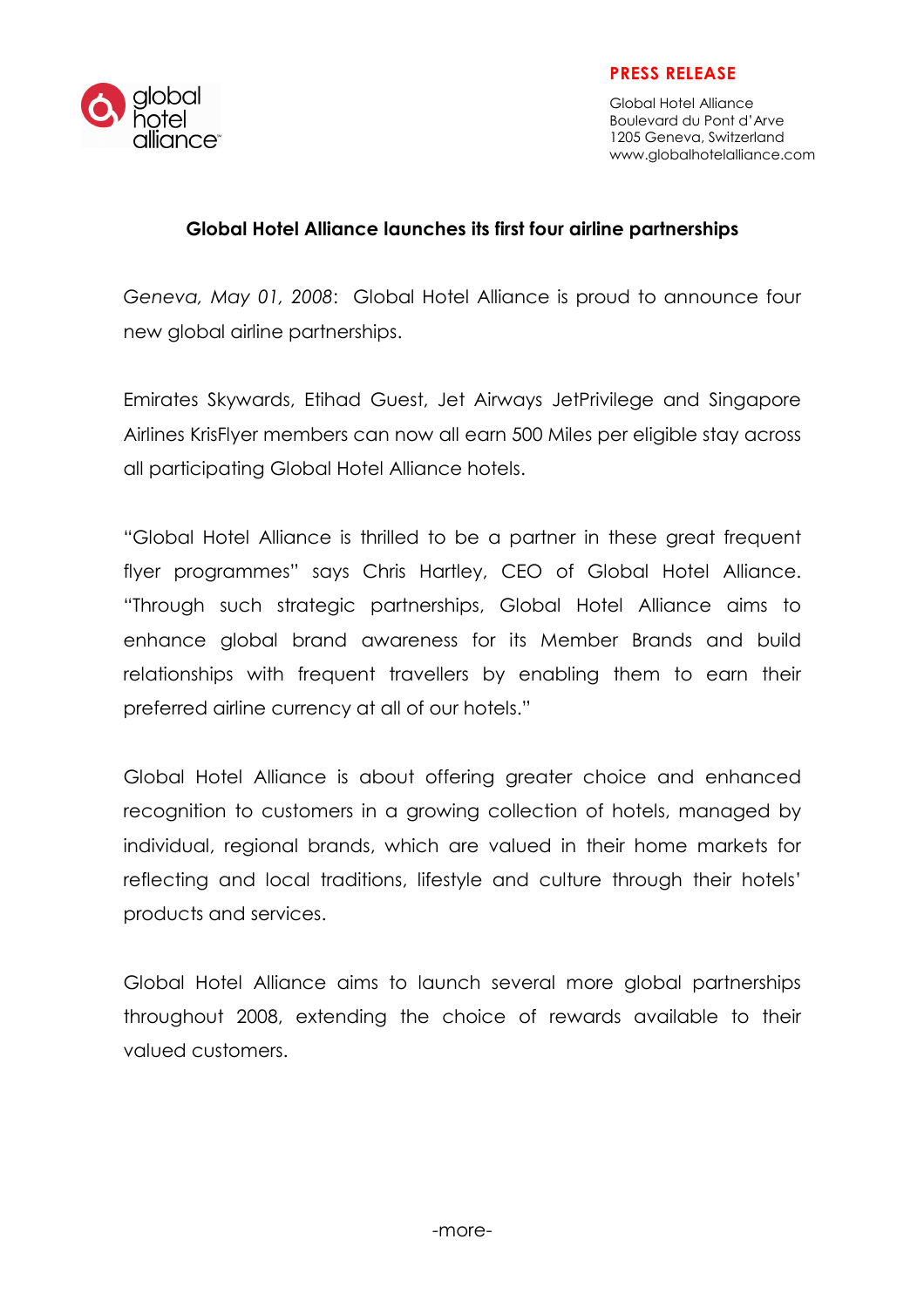**PRESS RELEASE**

Global Hotel Alliance
Boulevard du Pont d'Arve
1205 Geneva, Switzerland
www.globalhotelalliance.com

## Global Hotel Alliance launches its first four airline partnerships

*Geneva, May 01, 2008*: Global Hotel Alliance is proud to announce four new global airline partnerships.

Emirates Skywards, Etihad Guest, Jet Airways JetPrivilege and Singapore Airlines KrisFlyer members can now all earn 500 Miles per eligible stay across all participating Global Hotel Alliance hotels.

"Global Hotel Alliance is thrilled to be a partner in these great frequent flyer programmes" says Chris Hartley, CEO of Global Hotel Alliance. "Through such strategic partnerships, Global Hotel Alliance aims to enhance global brand awareness for its Member Brands and build relationships with frequent travellers by enabling them to earn their preferred airline currency at all of our hotels."

Global Hotel Alliance is about offering greater choice and enhanced recognition to customers in a growing collection of hotels, managed by individual, regional brands, which are valued in their home markets for reflecting and local traditions, lifestyle and culture through their hotels' products and services.

Global Hotel Alliance aims to launch several more global partnerships throughout 2008, extending the choice of rewards available to their valued customers.

-more-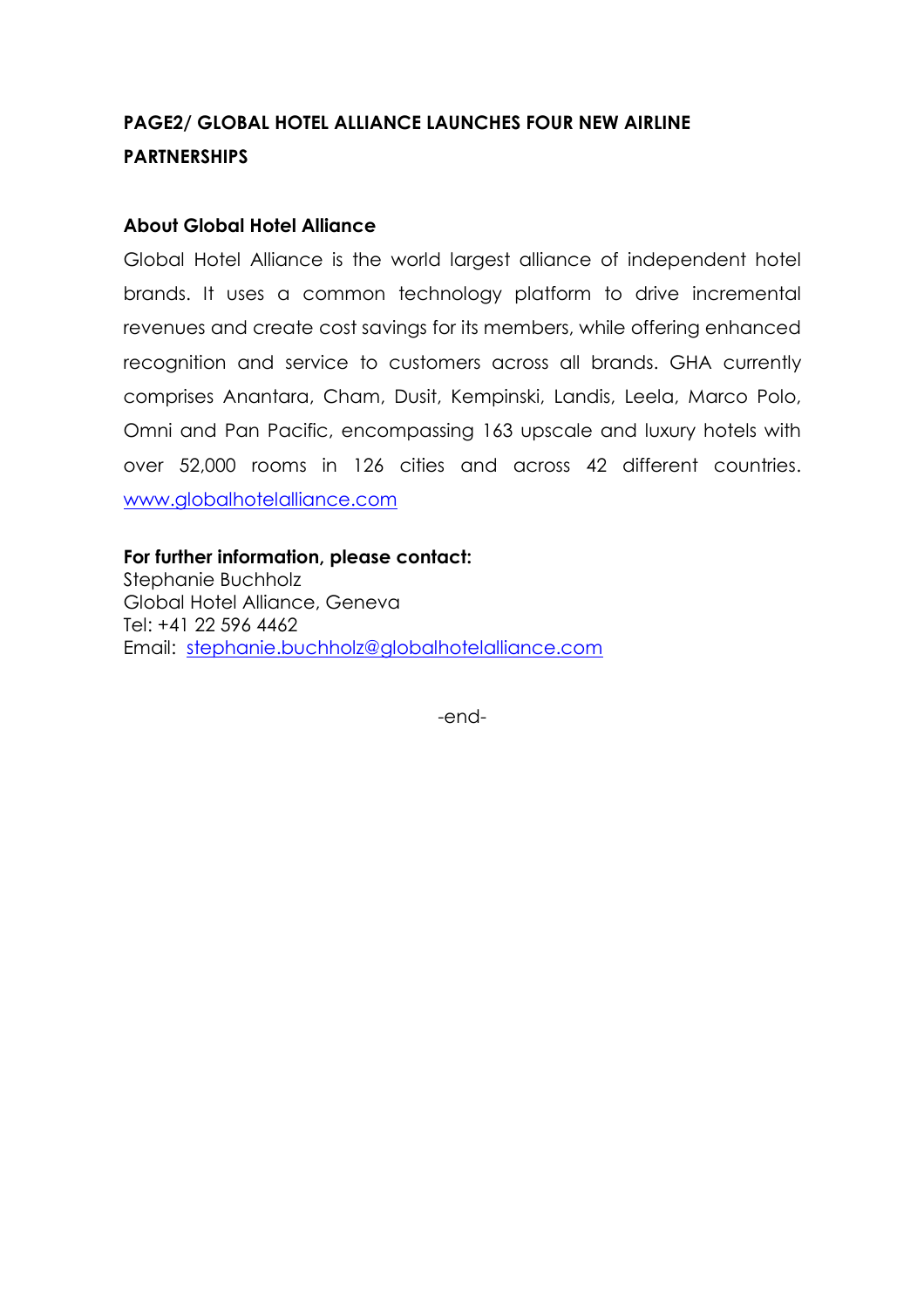**PAGE2/ GLOBAL HOTEL ALLIANCE LAUNCHES FOUR NEW AIRLINE PARTNERSHIPS**

**About Global Hotel Alliance**

Global Hotel Alliance is the world largest alliance of independent hotel brands. It uses a common technology platform to drive incremental revenues and create cost savings for its members, while offering enhanced recognition and service to customers across all brands. GHA currently comprises Anantara, Cham, Dusit, Kempinski, Landis, Leela, Marco Polo, Omni and Pan Pacific, encompassing 163 upscale and luxury hotels with over 52,000 rooms in 126 cities and across 42 different countries. www.globalhotelalliance.com

**For further information, please contact:**
Stephanie Buchholz
Global Hotel Alliance, Geneva
Tel: +41 22 596 4462
Email: stephanie.buchholz@globalhotelalliance.com

-end-